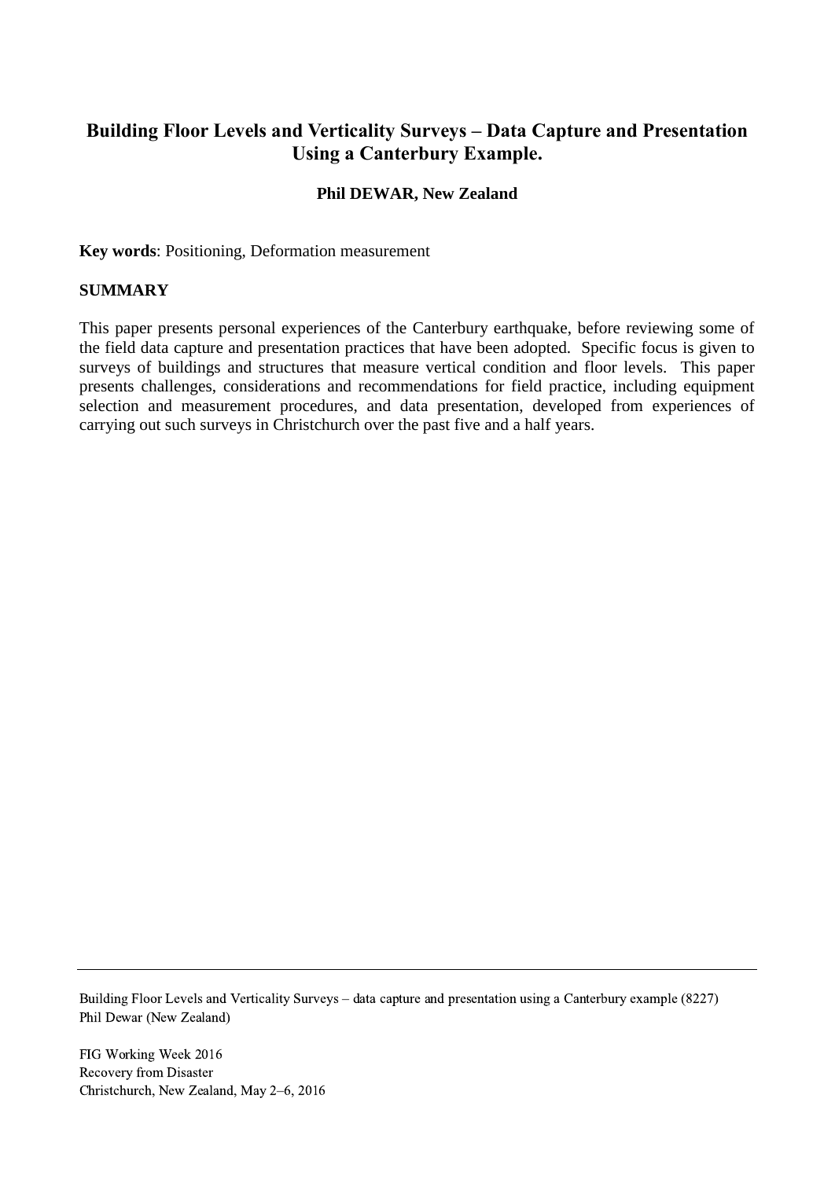# Building Floor Levels and Verticality Surveys – Data Capture and Presentation Using a Canterbury Example.

**Phil DEWAR, New Zealand**

**Key words**: Positioning, Deformation measurement

## SUMMARY

This paper presents personal experiences of the Canterbury earthquake, before reviewing some of the field data capture and presentation practices that have been adopted. Specific focus is given to surveys of buildings and structures that measure vertical condition and floor levels. This paper presents challenges, considerations and recommendations for field practice, including equipment selection and measurement procedures, and data presentation, developed from experiences of carrying out such surveys in Christchurch over the past five and a half years.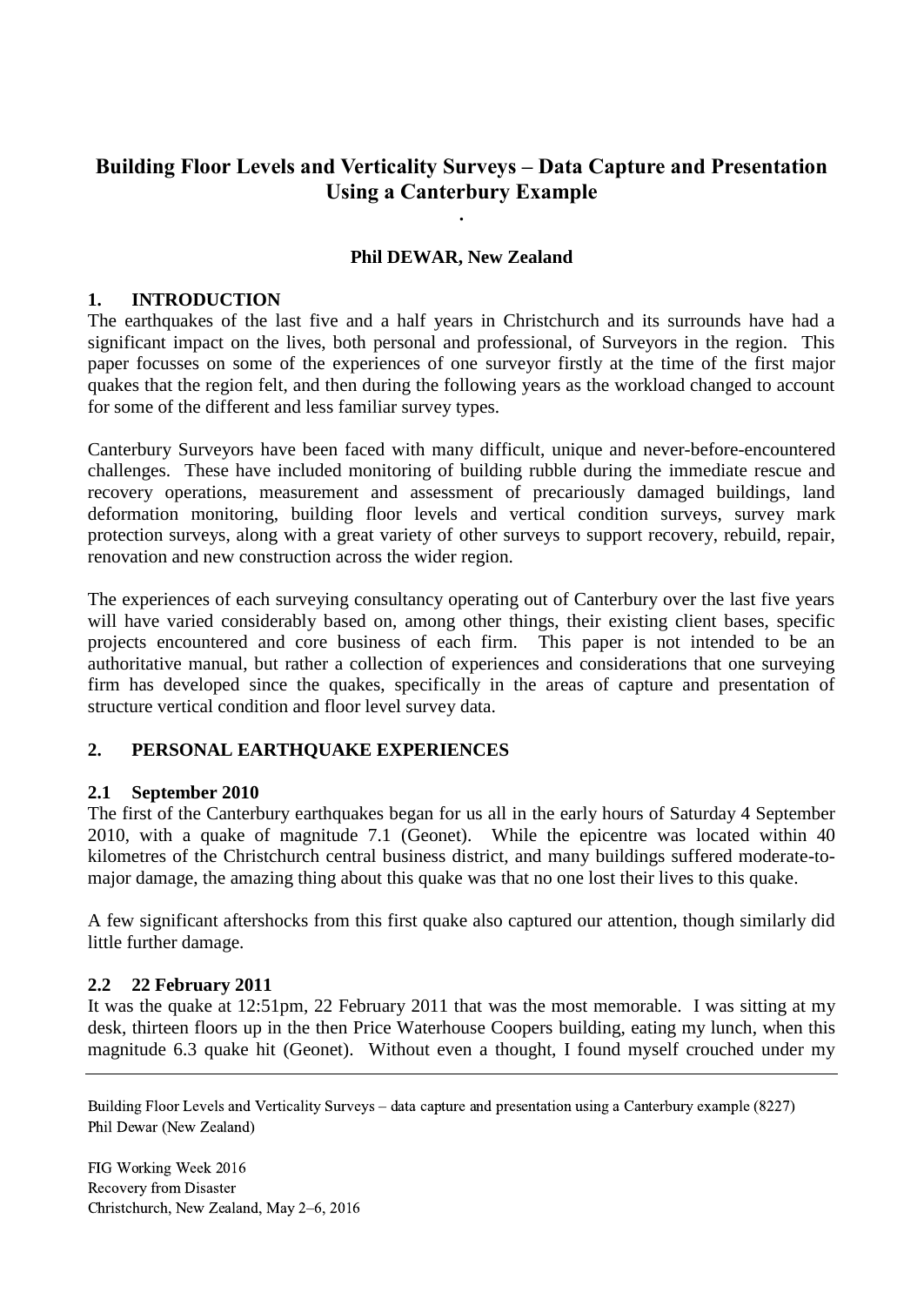# Building Floor Levels and Verticality Surveys – Data Capture and Presentation Using a Canterbury Example

.

**Phil DEWAR, New Zealand**

## 1. INTRODUCTION

The earthquakes of the last five and a half years in Christchurch and its surrounds have had a significant impact on the lives, both personal and professional, of Surveyors in the region. This paper focusses on some of the experiences of one surveyor firstly at the time of the first major quakes that the region felt, and then during the following years as the workload changed to account for some of the different and less familiar survey types.

Canterbury Surveyors have been faced with many difficult, unique and never-before-encountered challenges. These have included monitoring of building rubble during the immediate rescue and recovery operations, measurement and assessment of precariously damaged buildings, land deformation monitoring, building floor levels and vertical condition surveys, survey mark protection surveys, along with a great variety of other surveys to support recovery, rebuild, repair, renovation and new construction across the wider region.

The experiences of each surveying consultancy operating out of Canterbury over the last five years will have varied considerably based on, among other things, their existing client bases, specific projects encountered and core business of each firm. This paper is not intended to be an authoritative manual, but rather a collection of experiences and considerations that one surveying firm has developed since the quakes, specifically in the areas of capture and presentation of structure vertical condition and floor level survey data.

## 2. PERSONAL EARTHQUAKE EXPERIENCES

### 2.1 September 2010

The first of the Canterbury earthquakes began for us all in the early hours of Saturday 4 September 2010, with a quake of magnitude 7.1 (Geonet). While the epicentre was located within 40 kilometres of the Christchurch central business district, and many buildings suffered moderate-to-major damage, the amazing thing about this quake was that no one lost their lives to this quake.

A few significant aftershocks from this first quake also captured our attention, though similarly did little further damage.

### 2.2 22 February 2011

It was the quake at 12:51pm, 22 February 2011 that was the most memorable. I was sitting at my desk, thirteen floors up in the then Price Waterhouse Coopers building, eating my lunch, when this magnitude 6.3 quake hit (Geonet). Without even a thought, I found myself crouched under my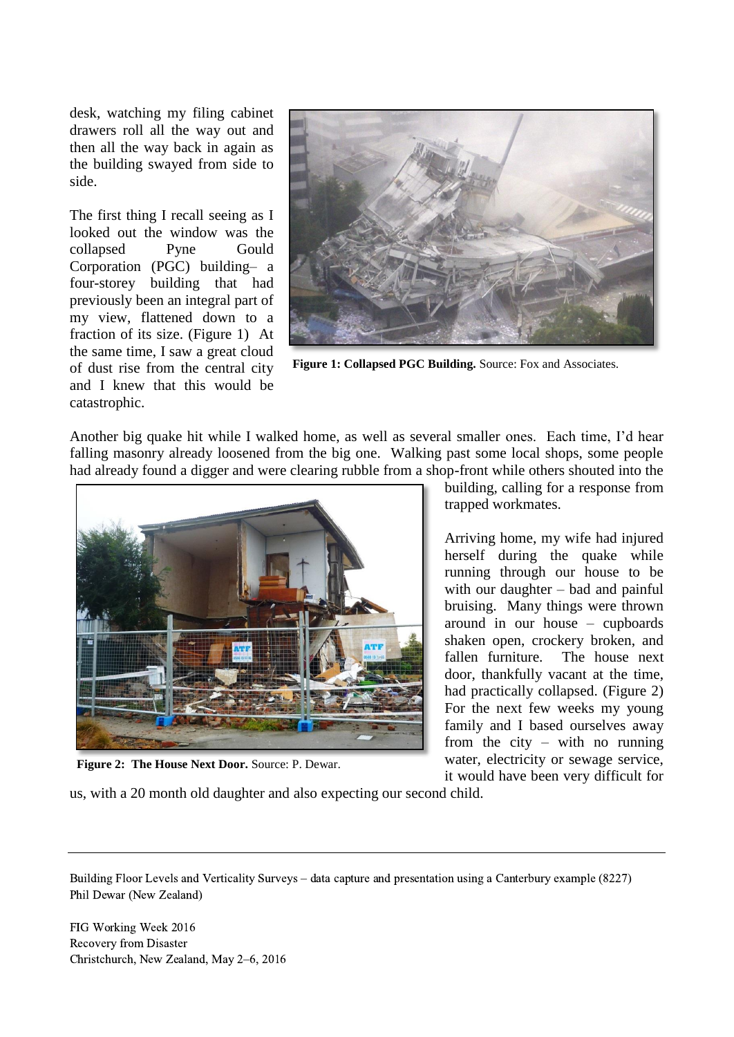desk, watching my filing cabinet drawers roll all the way out and then all the way back in again as the building swayed from side to side.

The first thing I recall seeing as I looked out the window was the collapsed Pyne Gould Corporation (PGC) building– a four-storey building that had previously been an integral part of my view, flattened down to a fraction of its size. (Figure 1) At the same time, I saw a great cloud of dust rise from the central city and I knew that this would be catastrophic.

**Figure 1: Collapsed PGC Building.** Source: Fox and Associates.

Another big quake hit while I walked home, as well as several smaller ones. Each time, I'd hear falling masonry already loosened from the big one. Walking past some local shops, some people had already found a digger and were clearing rubble from a shop-front while others shouted into the building, calling for a response from trapped workmates.

Arriving home, my wife had injured herself during the quake while running through our house to be with our daughter – bad and painful bruising. Many things were thrown around in our house – cupboards shaken open, crockery broken, and fallen furniture. The house next door, thankfully vacant at the time, had practically collapsed. (Figure 2) For the next few weeks my young family and I based ourselves away from the city – with no running water, electricity or sewage service, it would have been very difficult for us, with a 20 month old daughter and also expecting our second child.

**Figure 2: The House Next Door.** Source: P. Dewar.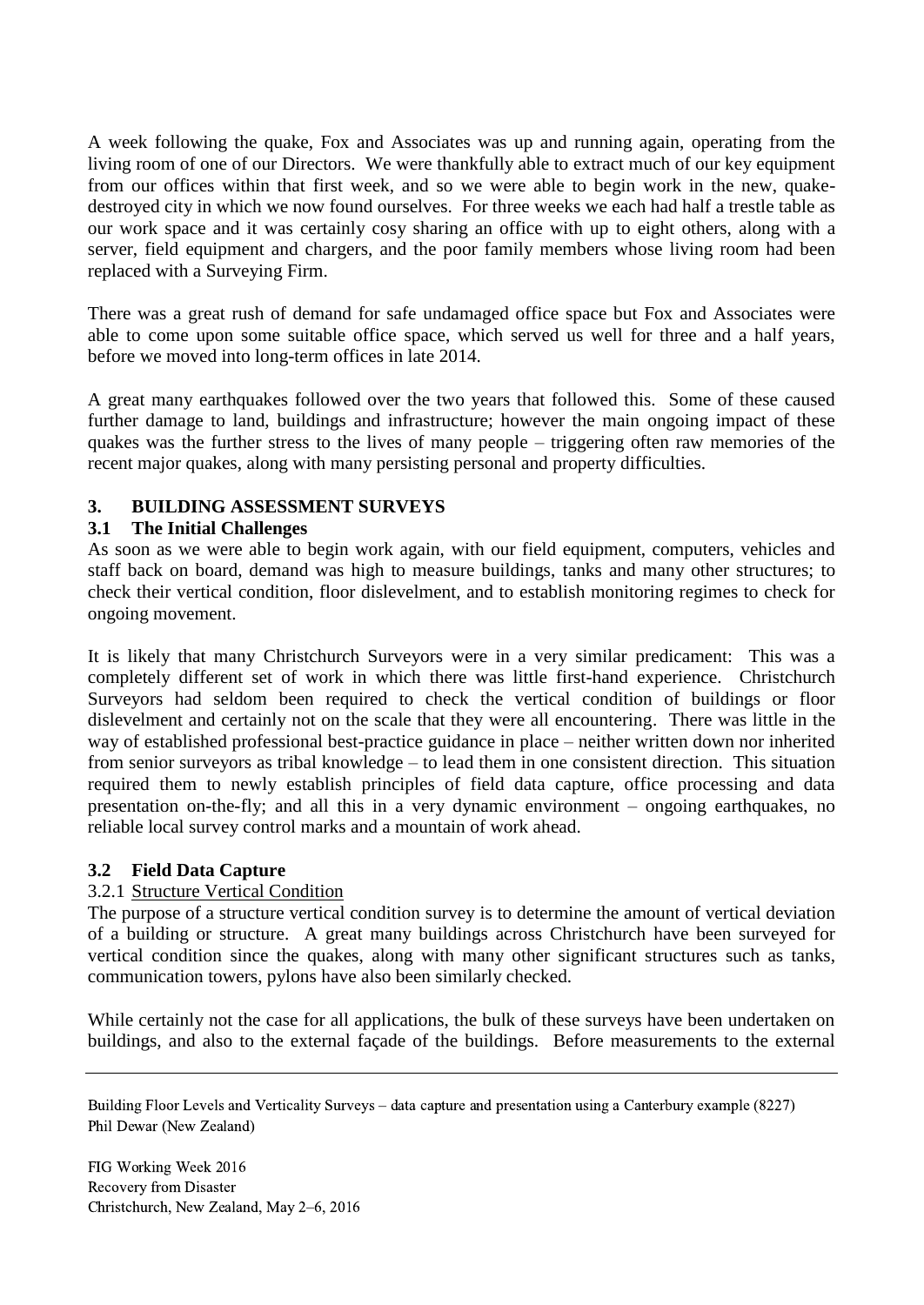A week following the quake, Fox and Associates was up and running again, operating from the living room of one of our Directors. We were thankfully able to extract much of our key equipment from our offices within that first week, and so we were able to begin work in the new, quake-destroyed city in which we now found ourselves. For three weeks we each had half a trestle table as our work space and it was certainly cosy sharing an office with up to eight others, along with a server, field equipment and chargers, and the poor family members whose living room had been replaced with a Surveying Firm.

There was a great rush of demand for safe undamaged office space but Fox and Associates were able to come upon some suitable office space, which served us well for three and a half years, before we moved into long-term offices in late 2014.

A great many earthquakes followed over the two years that followed this. Some of these caused further damage to land, buildings and infrastructure; however the main ongoing impact of these quakes was the further stress to the lives of many people – triggering often raw memories of the recent major quakes, along with many persisting personal and property difficulties.

## 3. BUILDING ASSESSMENT SURVEYS

### 3.1 The Initial Challenges

As soon as we were able to begin work again, with our field equipment, computers, vehicles and staff back on board, demand was high to measure buildings, tanks and many other structures; to check their vertical condition, floor dislevelment, and to establish monitoring regimes to check for ongoing movement.

It is likely that many Christchurch Surveyors were in a very similar predicament: This was a completely different set of work in which there was little first-hand experience. Christchurch Surveyors had seldom been required to check the vertical condition of buildings or floor dislevelment and certainly not on the scale that they were all encountering. There was little in the way of established professional best-practice guidance in place – neither written down nor inherited from senior surveyors as tribal knowledge – to lead them in one consistent direction. This situation required them to newly establish principles of field data capture, office processing and data presentation on-the-fly; and all this in a very dynamic environment – ongoing earthquakes, no reliable local survey control marks and a mountain of work ahead.

### 3.2 Field Data Capture

#### 3.2.1 Structure Vertical Condition

The purpose of a structure vertical condition survey is to determine the amount of vertical deviation of a building or structure. A great many buildings across Christchurch have been surveyed for vertical condition since the quakes, along with many other significant structures such as tanks, communication towers, pylons have also been similarly checked.

While certainly not the case for all applications, the bulk of these surveys have been undertaken on buildings, and also to the external façade of the buildings. Before measurements to the external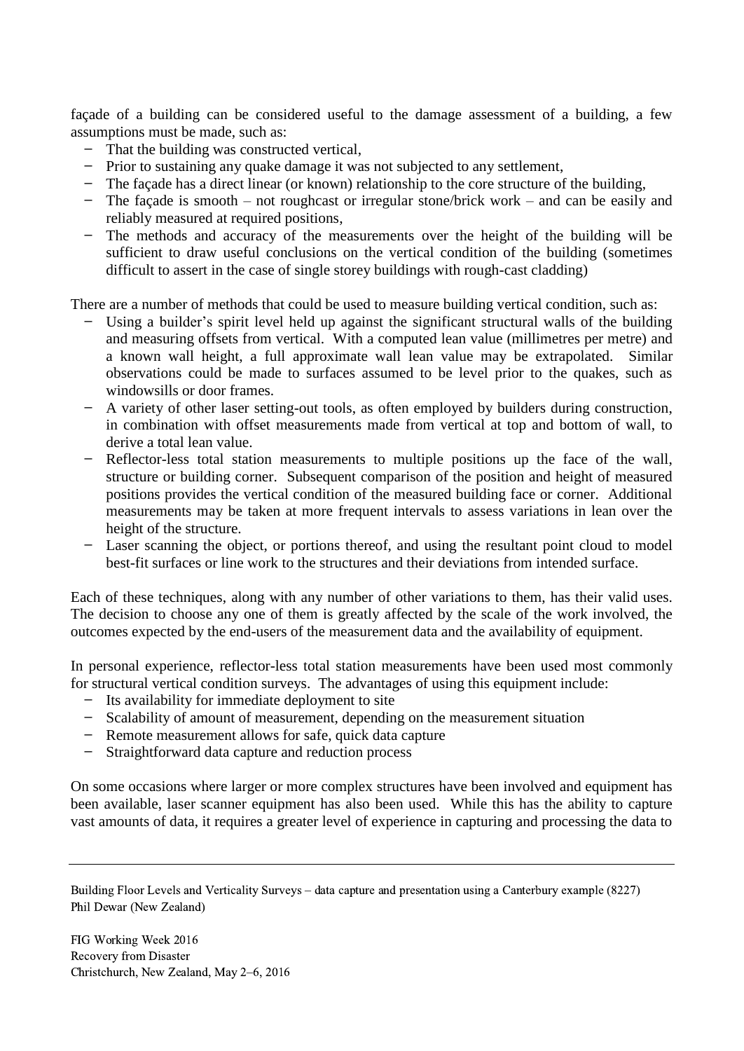façade of a building can be considered useful to the damage assessment of a building, a few assumptions must be made, such as:

- That the building was constructed vertical,
- Prior to sustaining any quake damage it was not subjected to any settlement,
- The façade has a direct linear (or known) relationship to the core structure of the building,
- The façade is smooth – not roughcast or irregular stone/brick work – and can be easily and reliably measured at required positions,
- The methods and accuracy of the measurements over the height of the building will be sufficient to draw useful conclusions on the vertical condition of the building (sometimes difficult to assert in the case of single storey buildings with rough-cast cladding)

There are a number of methods that could be used to measure building vertical condition, such as:

- Using a builder's spirit level held up against the significant structural walls of the building and measuring offsets from vertical. With a computed lean value (millimetres per metre) and a known wall height, a full approximate wall lean value may be extrapolated. Similar observations could be made to surfaces assumed to be level prior to the quakes, such as windowsills or door frames.
- A variety of other laser setting-out tools, as often employed by builders during construction, in combination with offset measurements made from vertical at top and bottom of wall, to derive a total lean value.
- Reflector-less total station measurements to multiple positions up the face of the wall, structure or building corner. Subsequent comparison of the position and height of measured positions provides the vertical condition of the measured building face or corner. Additional measurements may be taken at more frequent intervals to assess variations in lean over the height of the structure.
- Laser scanning the object, or portions thereof, and using the resultant point cloud to model best-fit surfaces or line work to the structures and their deviations from intended surface.

Each of these techniques, along with any number of other variations to them, has their valid uses. The decision to choose any one of them is greatly affected by the scale of the work involved, the outcomes expected by the end-users of the measurement data and the availability of equipment.

In personal experience, reflector-less total station measurements have been used most commonly for structural vertical condition surveys. The advantages of using this equipment include:

- Its availability for immediate deployment to site
- Scalability of amount of measurement, depending on the measurement situation
- Remote measurement allows for safe, quick data capture
- Straightforward data capture and reduction process

On some occasions where larger or more complex structures have been involved and equipment has been available, laser scanner equipment has also been used. While this has the ability to capture vast amounts of data, it requires a greater level of experience in capturing and processing the data to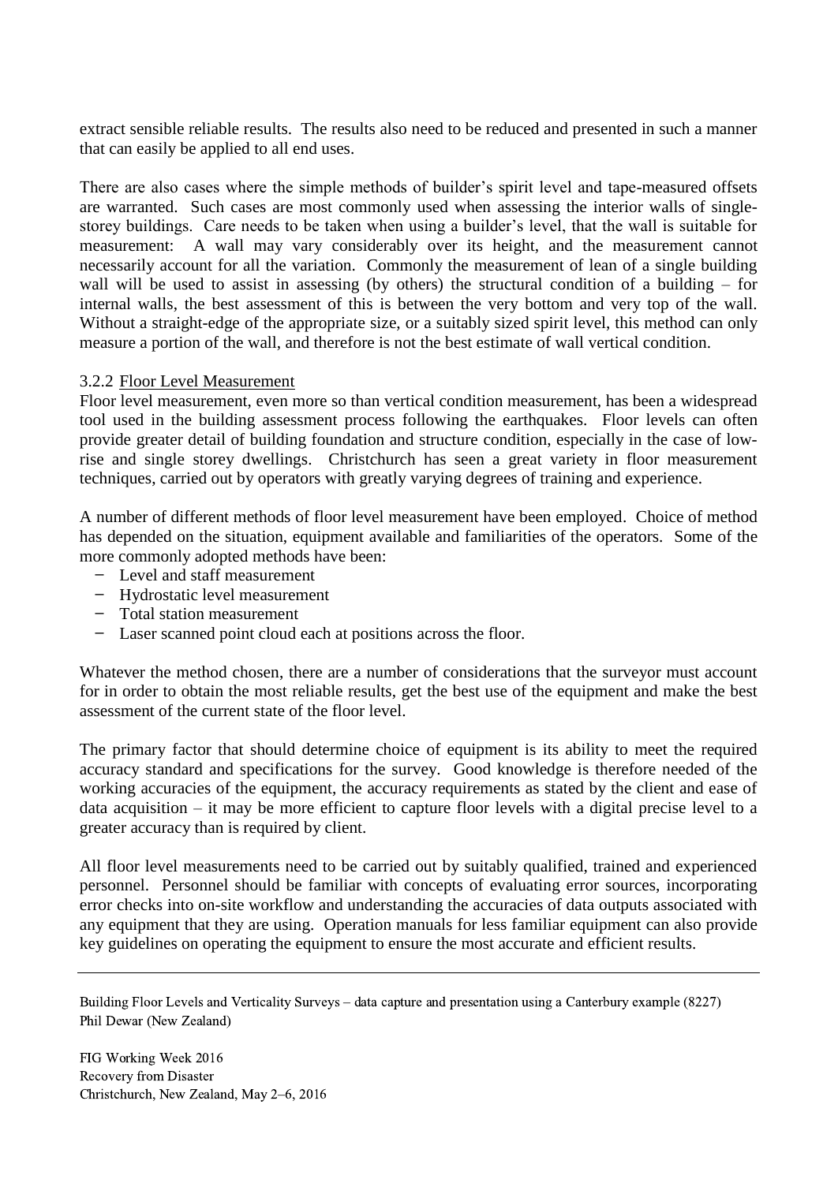extract sensible reliable results. The results also need to be reduced and presented in such a manner that can easily be applied to all end uses.

There are also cases where the simple methods of builder's spirit level and tape-measured offsets are warranted. Such cases are most commonly used when assessing the interior walls of single-storey buildings. Care needs to be taken when using a builder's level, that the wall is suitable for measurement: A wall may vary considerably over its height, and the measurement cannot necessarily account for all the variation. Commonly the measurement of lean of a single building wall will be used to assist in assessing (by others) the structural condition of a building – for internal walls, the best assessment of this is between the very bottom and very top of the wall. Without a straight-edge of the appropriate size, or a suitably sized spirit level, this method can only measure a portion of the wall, and therefore is not the best estimate of wall vertical condition.

#### 3.2.2 Floor Level Measurement

Floor level measurement, even more so than vertical condition measurement, has been a widespread tool used in the building assessment process following the earthquakes. Floor levels can often provide greater detail of building foundation and structure condition, especially in the case of low-rise and single storey dwellings. Christchurch has seen a great variety in floor measurement techniques, carried out by operators with greatly varying degrees of training and experience.

A number of different methods of floor level measurement have been employed. Choice of method has depended on the situation, equipment available and familiarities of the operators. Some of the more commonly adopted methods have been:

- Level and staff measurement
- Hydrostatic level measurement
- Total station measurement
- Laser scanned point cloud each at positions across the floor.

Whatever the method chosen, there are a number of considerations that the surveyor must account for in order to obtain the most reliable results, get the best use of the equipment and make the best assessment of the current state of the floor level.

The primary factor that should determine choice of equipment is its ability to meet the required accuracy standard and specifications for the survey. Good knowledge is therefore needed of the working accuracies of the equipment, the accuracy requirements as stated by the client and ease of data acquisition – it may be more efficient to capture floor levels with a digital precise level to a greater accuracy than is required by client.

All floor level measurements need to be carried out by suitably qualified, trained and experienced personnel. Personnel should be familiar with concepts of evaluating error sources, incorporating error checks into on-site workflow and understanding the accuracies of data outputs associated with any equipment that they are using. Operation manuals for less familiar equipment can also provide key guidelines on operating the equipment to ensure the most accurate and efficient results.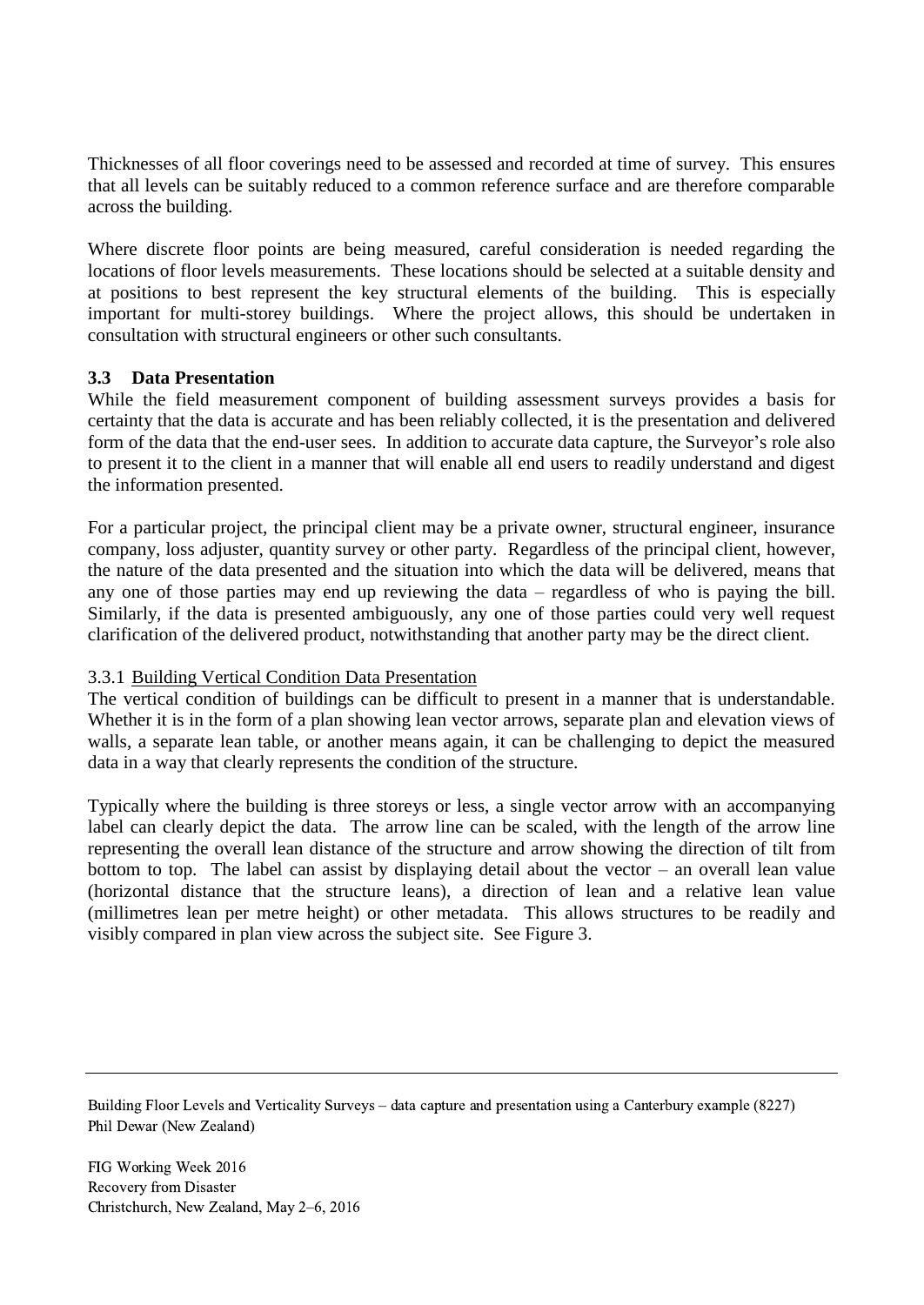Thicknesses of all floor coverings need to be assessed and recorded at time of survey. This ensures that all levels can be suitably reduced to a common reference surface and are therefore comparable across the building.

Where discrete floor points are being measured, careful consideration is needed regarding the locations of floor levels measurements. These locations should be selected at a suitable density and at positions to best represent the key structural elements of the building. This is especially important for multi-storey buildings. Where the project allows, this should be undertaken in consultation with structural engineers or other such consultants.

### 3.3 Data Presentation

While the field measurement component of building assessment surveys provides a basis for certainty that the data is accurate and has been reliably collected, it is the presentation and delivered form of the data that the end-user sees. In addition to accurate data capture, the Surveyor's role also to present it to the client in a manner that will enable all end users to readily understand and digest the information presented.

For a particular project, the principal client may be a private owner, structural engineer, insurance company, loss adjuster, quantity survey or other party. Regardless of the principal client, however, the nature of the data presented and the situation into which the data will be delivered, means that any one of those parties may end up reviewing the data – regardless of who is paying the bill. Similarly, if the data is presented ambiguously, any one of those parties could very well request clarification of the delivered product, notwithstanding that another party may be the direct client.

#### 3.3.1 Building Vertical Condition Data Presentation

The vertical condition of buildings can be difficult to present in a manner that is understandable. Whether it is in the form of a plan showing lean vector arrows, separate plan and elevation views of walls, a separate lean table, or another means again, it can be challenging to depict the measured data in a way that clearly represents the condition of the structure.

Typically where the building is three storeys or less, a single vector arrow with an accompanying label can clearly depict the data. The arrow line can be scaled, with the length of the arrow line representing the overall lean distance of the structure and arrow showing the direction of tilt from bottom to top. The label can assist by displaying detail about the vector – an overall lean value (horizontal distance that the structure leans), a direction of lean and a relative lean value (millimetres lean per metre height) or other metadata. This allows structures to be readily and visibly compared in plan view across the subject site. See Figure 3.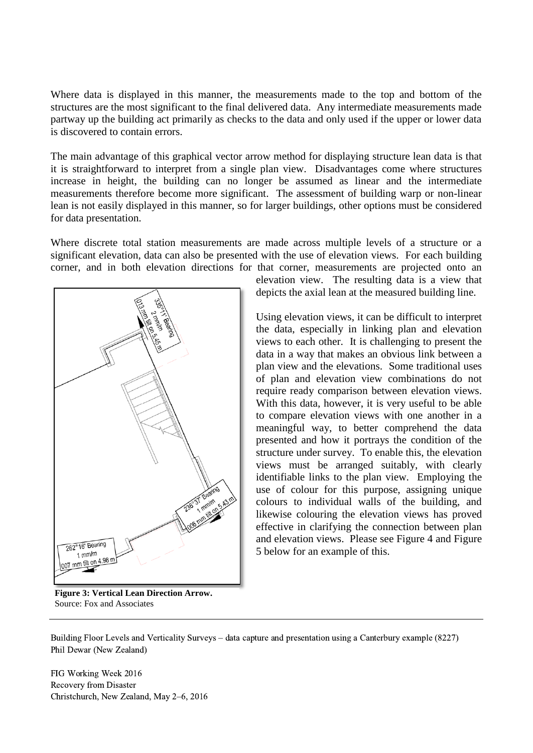Where data is displayed in this manner, the measurements made to the top and bottom of the structures are the most significant to the final delivered data. Any intermediate measurements made partway up the building act primarily as checks to the data and only used if the upper or lower data is discovered to contain errors.

The main advantage of this graphical vector arrow method for displaying structure lean data is that it is straightforward to interpret from a single plan view. Disadvantages come where structures increase in height, the building can no longer be assumed as linear and the intermediate measurements therefore become more significant. The assessment of building warp or non-linear lean is not easily displayed in this manner, so for larger buildings, other options must be considered for data presentation.

Where discrete total station measurements are made across multiple levels of a structure or a significant elevation, data can also be presented with the use of elevation views. For each building corner, and in both elevation directions for that corner, measurements are projected onto an elevation view. The resulting data is a view that depicts the axial lean at the measured building line.

Using elevation views, it can be difficult to interpret the data, especially in linking plan and elevation views to each other. It is challenging to present the data in a way that makes an obvious link between a plan view and the elevations. Some traditional uses of plan and elevation view combinations do not require ready comparison between elevation views. With this data, however, it is very useful to be able to compare elevation views with one another in a meaningful way, to better comprehend the data presented and how it portrays the condition of the structure under survey. To enable this, the elevation views must be arranged suitably, with clearly identifiable links to the plan view. Employing the use of colour for this purpose, assigning unique colours to individual walls of the building, and likewise colouring the elevation views has proved effective in clarifying the connection between plan and elevation views. Please see Figure 4 and Figure 5 below for an example of this.

335°11' Bearing
2 mm/m
013 mm tilt on 5.45 m

236°37' Bearing
1 mm/m
006 mm tilt on 5.43 m

262°16' Bearing
1 mm/m
007 mm tilt on 4.98 m

**Figure 3: Vertical Lean Direction Arrow.**
Source: Fox and Associates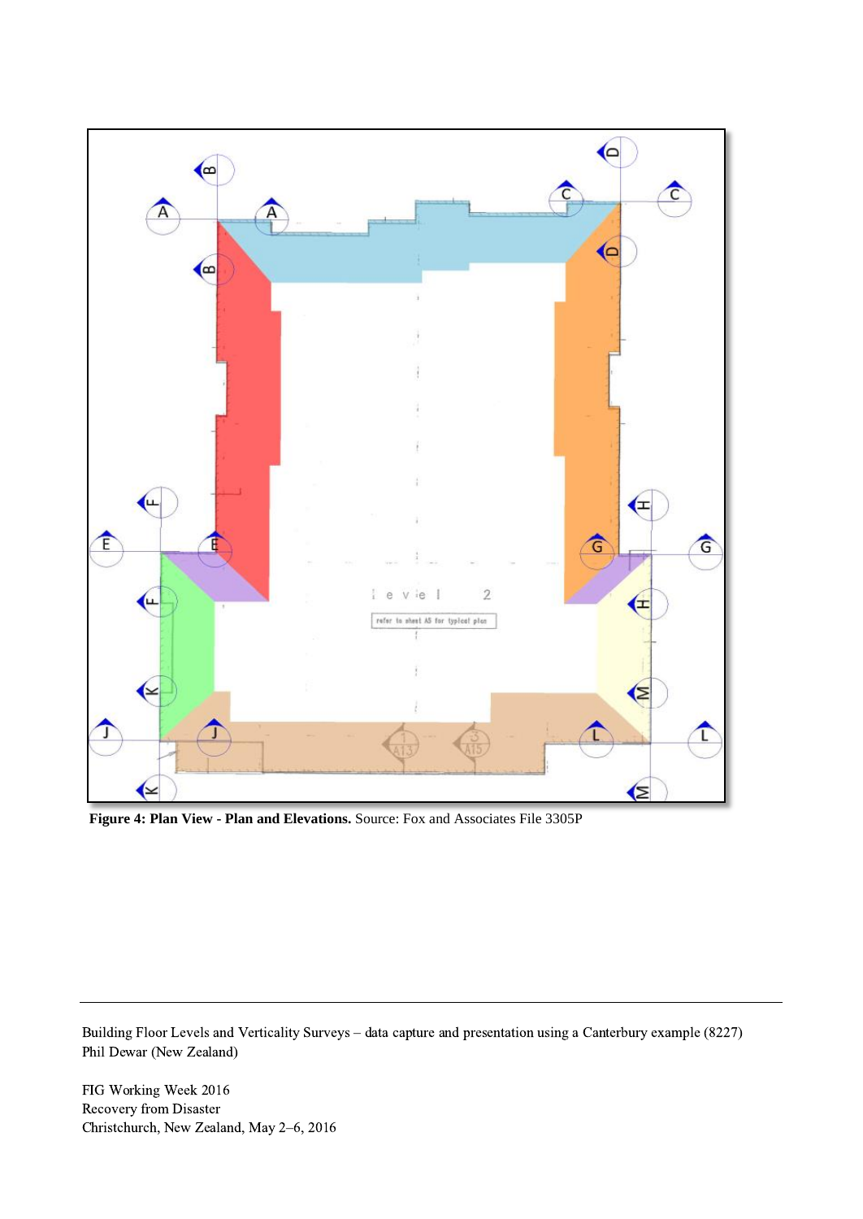**Figure 4: Plan View - Plan and Elevations.** Source: Fox and Associates File 3305P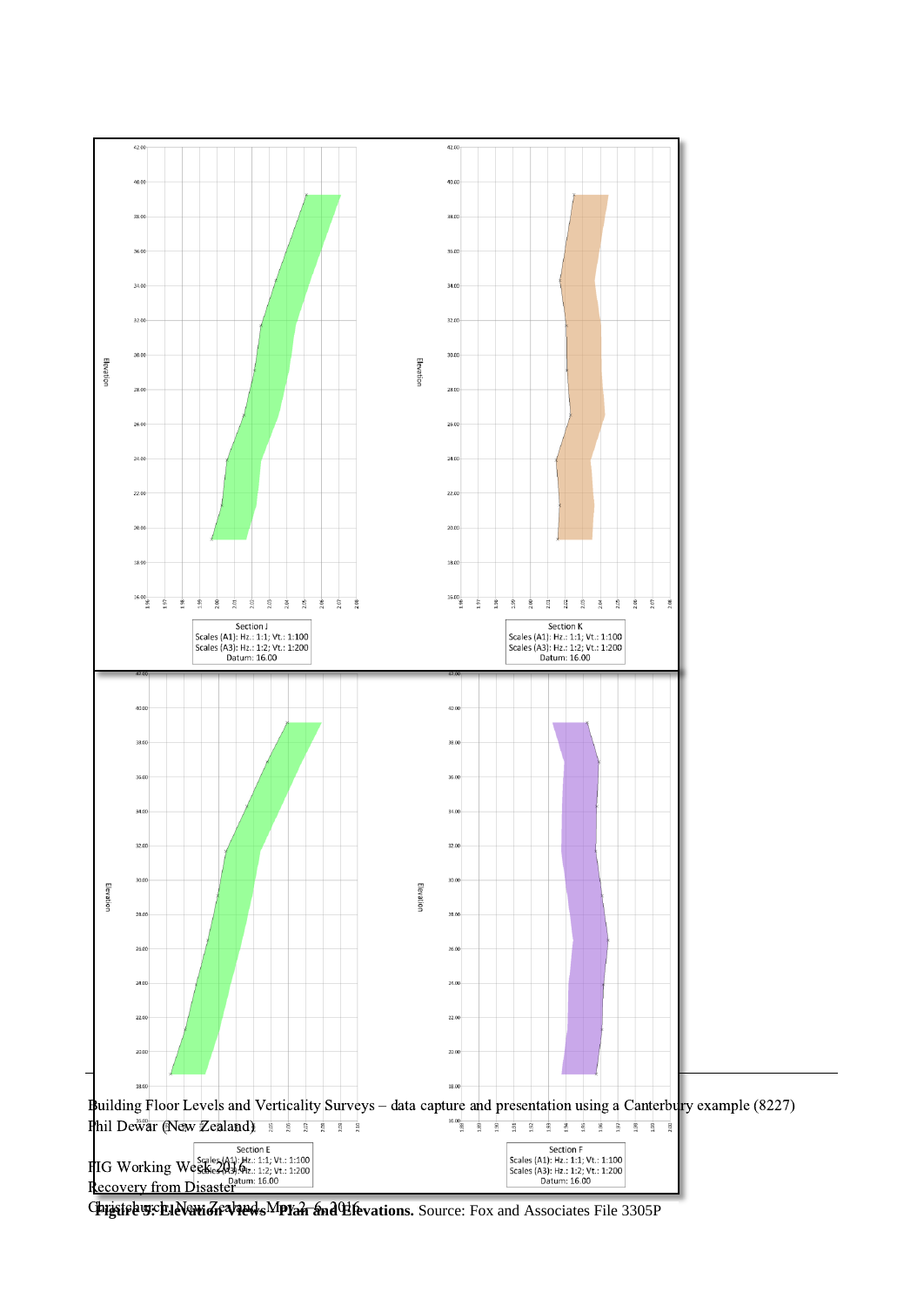Section J
Scales (A1): Hz.: 1:1; Vt.: 1:100
Scales (A3): Hz.: 1:2; Vt.: 1:200
Datum: 16.00

Section K
Scales (A1): Hz.: 1:1; Vt.: 1:100
Scales (A3): Hz.: 1:2; Vt.: 1:200
Datum: 16.00

Section E
Scales (A1): Hz.: 1:1; Vt.: 1:100
Scales (A3): Hz.: 1:2; Vt.: 1:200
Datum: 16.00

Section F
Scales (A1): Hz.: 1:1; Vt.: 1:100
Scales (A3): Hz.: 1:2; Vt.: 1:200
Datum: 16.00

**Figure 5: Elevation Views – Plan and Elevations.** Source: Fox and Associates File 3305P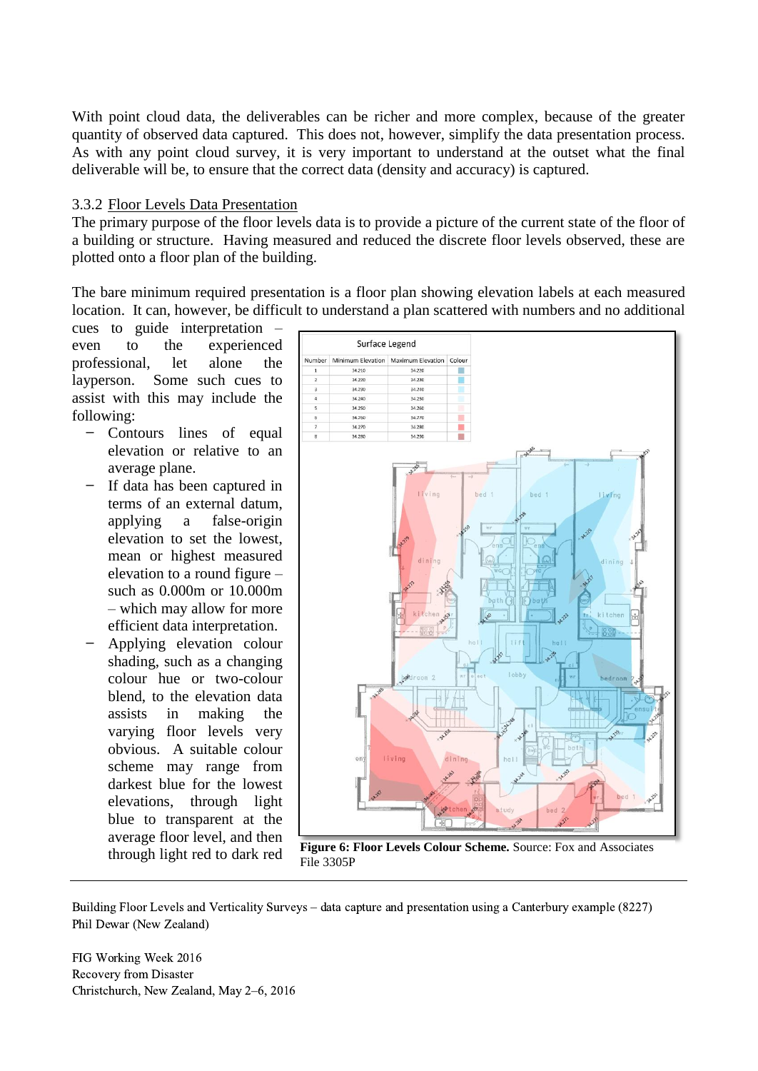With point cloud data, the deliverables can be richer and more complex, because of the greater quantity of observed data captured. This does not, however, simplify the data presentation process. As with any point cloud survey, it is very important to understand at the outset what the final deliverable will be, to ensure that the correct data (density and accuracy) is captured.

### 3.3.2 Floor Levels Data Presentation

The primary purpose of the floor levels data is to provide a picture of the current state of the floor of a building or structure. Having measured and reduced the discrete floor levels observed, these are plotted onto a floor plan of the building.

The bare minimum required presentation is a floor plan showing elevation labels at each measured location. It can, however, be difficult to understand a plan scattered with numbers and no additional cues to guide interpretation – even to the experienced professional, let alone the layperson. Some such cues to assist with this may include the following:

- Contours lines of equal elevation or relative to an average plane.
- If data has been captured in terms of an external datum, applying a false-origin elevation to set the lowest, mean or highest measured elevation to a round figure – such as 0.000m or 10.000m – which may allow for more efficient data interpretation.
- Applying elevation colour shading, such as a changing colour hue or two-colour blend, to the elevation data assists in making the varying floor levels very obvious. A suitable colour scheme may range from darkest blue for the lowest elevations, through light blue to transparent at the average floor level, and then through light red to dark red

**Figure 6: Floor Levels Colour Scheme.** Source: Fox and Associates File 3305P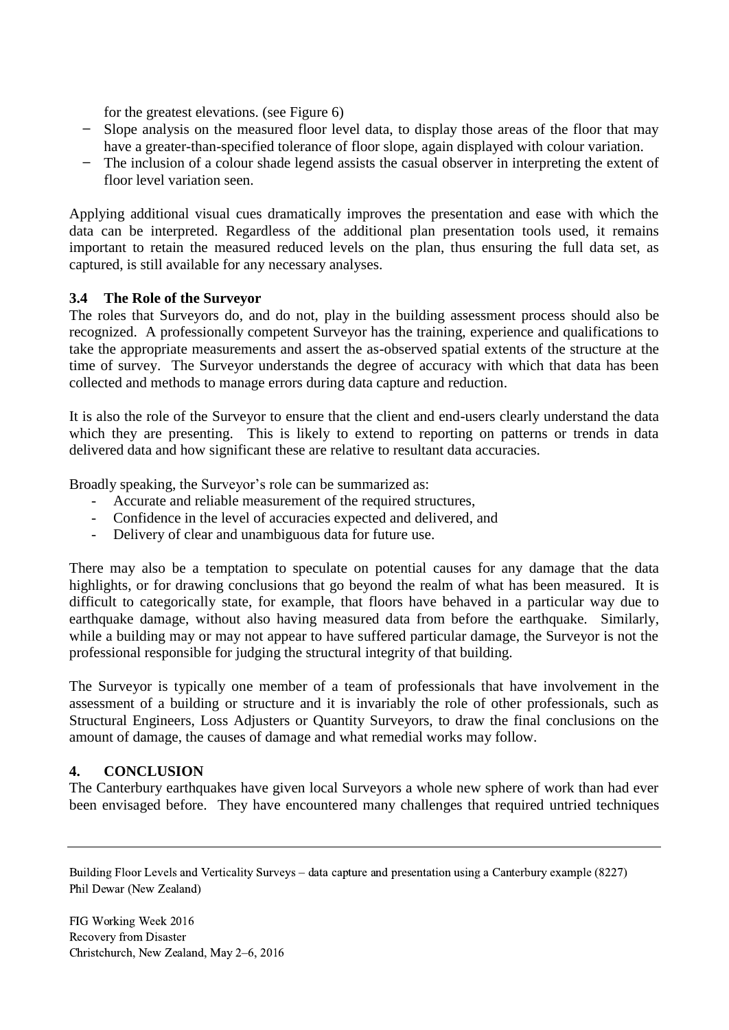for the greatest elevations. (see Figure 6)

- Slope analysis on the measured floor level data, to display those areas of the floor that may have a greater-than-specified tolerance of floor slope, again displayed with colour variation.
- The inclusion of a colour shade legend assists the casual observer in interpreting the extent of floor level variation seen.

Applying additional visual cues dramatically improves the presentation and ease with which the data can be interpreted. Regardless of the additional plan presentation tools used, it remains important to retain the measured reduced levels on the plan, thus ensuring the full data set, as captured, is still available for any necessary analyses.

### 3.4 The Role of the Surveyor

The roles that Surveyors do, and do not, play in the building assessment process should also be recognized. A professionally competent Surveyor has the training, experience and qualifications to take the appropriate measurements and assert the as-observed spatial extents of the structure at the time of survey. The Surveyor understands the degree of accuracy with which that data has been collected and methods to manage errors during data capture and reduction.

It is also the role of the Surveyor to ensure that the client and end-users clearly understand the data which they are presenting. This is likely to extend to reporting on patterns or trends in data delivered data and how significant these are relative to resultant data accuracies.

Broadly speaking, the Surveyor's role can be summarized as:

- Accurate and reliable measurement of the required structures,
- Confidence in the level of accuracies expected and delivered, and
- Delivery of clear and unambiguous data for future use.

There may also be a temptation to speculate on potential causes for any damage that the data highlights, or for drawing conclusions that go beyond the realm of what has been measured. It is difficult to categorically state, for example, that floors have behaved in a particular way due to earthquake damage, without also having measured data from before the earthquake. Similarly, while a building may or may not appear to have suffered particular damage, the Surveyor is not the professional responsible for judging the structural integrity of that building.

The Surveyor is typically one member of a team of professionals that have involvement in the assessment of a building or structure and it is invariably the role of other professionals, such as Structural Engineers, Loss Adjusters or Quantity Surveyors, to draw the final conclusions on the amount of damage, the causes of damage and what remedial works may follow.

## 4. CONCLUSION

The Canterbury earthquakes have given local Surveyors a whole new sphere of work than had ever been envisaged before. They have encountered many challenges that required untried techniques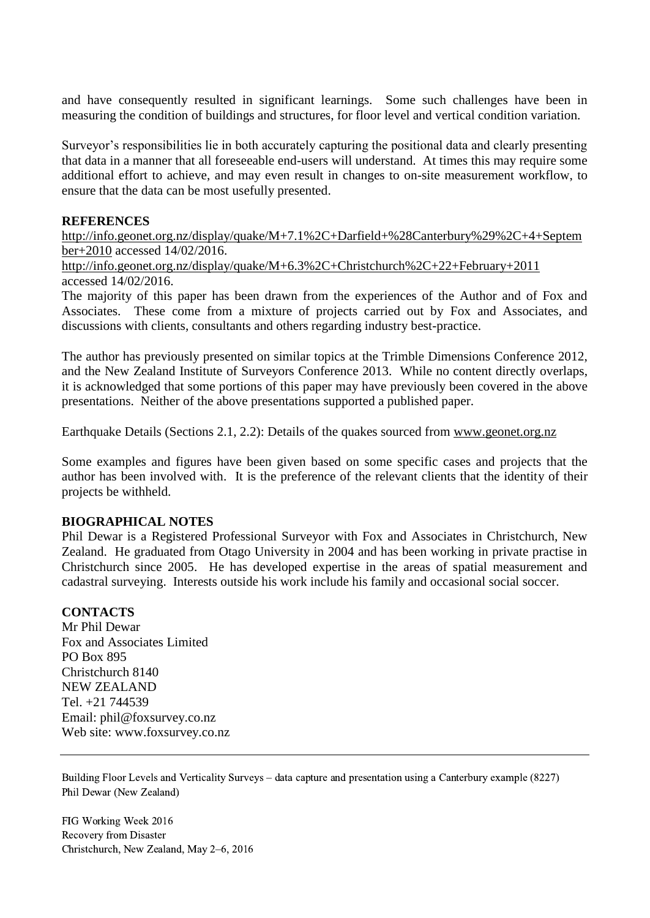and have consequently resulted in significant learnings. Some such challenges have been in measuring the condition of buildings and structures, for floor level and vertical condition variation.

Surveyor's responsibilities lie in both accurately capturing the positional data and clearly presenting that data in a manner that all foreseeable end-users will understand. At times this may require some additional effort to achieve, and may even result in changes to on-site measurement workflow, to ensure that the data can be most usefully presented.

**REFERENCES**

http://info.geonet.org.nz/display/quake/M+7.1%2C+Darfield+%28Canterbury%29%2C+4+September+2010 accessed 14/02/2016.

http://info.geonet.org.nz/display/quake/M+6.3%2C+Christchurch%2C+22+February+2011 accessed 14/02/2016.

The majority of this paper has been drawn from the experiences of the Author and of Fox and Associates. These come from a mixture of projects carried out by Fox and Associates, and discussions with clients, consultants and others regarding industry best-practice.

The author has previously presented on similar topics at the Trimble Dimensions Conference 2012, and the New Zealand Institute of Surveyors Conference 2013. While no content directly overlaps, it is acknowledged that some portions of this paper may have previously been covered in the above presentations. Neither of the above presentations supported a published paper.

Earthquake Details (Sections 2.1, 2.2): Details of the quakes sourced from www.geonet.org.nz

Some examples and figures have been given based on some specific cases and projects that the author has been involved with. It is the preference of the relevant clients that the identity of their projects be withheld.

**BIOGRAPHICAL NOTES**

Phil Dewar is a Registered Professional Surveyor with Fox and Associates in Christchurch, New Zealand. He graduated from Otago University in 2004 and has been working in private practise in Christchurch since 2005. He has developed expertise in the areas of spatial measurement and cadastral surveying. Interests outside his work include his family and occasional social soccer.

**CONTACTS**

Mr Phil Dewar
Fox and Associates Limited
PO Box 895
Christchurch 8140
NEW ZEALAND
Tel. +21 744539
Email: phil@foxsurvey.co.nz
Web site: www.foxsurvey.co.nz